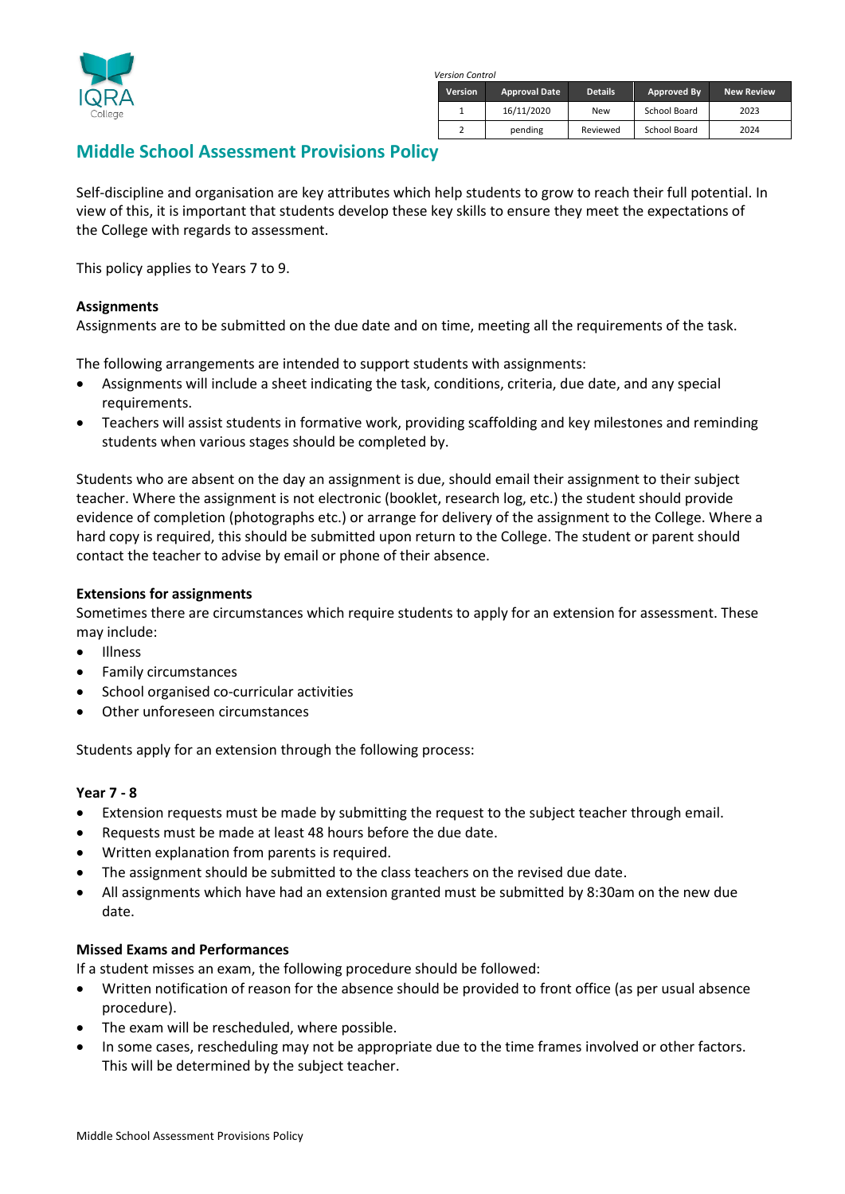IQRA College

*Version Control*

| Version | Approval Date | Details | Approved By | New Review |
|---|---|---|---|---|
| 1 | 16/11/2020 | New | School Board | 2023 |
| 2 | pending | Reviewed | School Board | 2024 |

# Middle School Assessment Provisions Policy

Self-discipline and organisation are key attributes which help students to grow to reach their full potential. In view of this, it is important that students develop these key skills to ensure they meet the expectations of the College with regards to assessment.

This policy applies to Years 7 to 9.

**Assignments**

Assignments are to be submitted on the due date and on time, meeting all the requirements of the task.

The following arrangements are intended to support students with assignments:

- Assignments will include a sheet indicating the task, conditions, criteria, due date, and any special requirements.
- Teachers will assist students in formative work, providing scaffolding and key milestones and reminding students when various stages should be completed by.

Students who are absent on the day an assignment is due, should email their assignment to their subject teacher. Where the assignment is not electronic (booklet, research log, etc.) the student should provide evidence of completion (photographs etc.) or arrange for delivery of the assignment to the College. Where a hard copy is required, this should be submitted upon return to the College. The student or parent should contact the teacher to advise by email or phone of their absence.

**Extensions for assignments**

Sometimes there are circumstances which require students to apply for an extension for assessment. These may include:

- Illness
- Family circumstances
- School organised co-curricular activities
- Other unforeseen circumstances

Students apply for an extension through the following process:

**Year 7 - 8**

- Extension requests must be made by submitting the request to the subject teacher through email.
- Requests must be made at least 48 hours before the due date.
- Written explanation from parents is required.
- The assignment should be submitted to the class teachers on the revised due date.
- All assignments which have had an extension granted must be submitted by 8:30am on the new due date.

**Missed Exams and Performances**

If a student misses an exam, the following procedure should be followed:

- Written notification of reason for the absence should be provided to front office (as per usual absence procedure).
- The exam will be rescheduled, where possible.
- In some cases, rescheduling may not be appropriate due to the time frames involved or other factors. This will be determined by the subject teacher.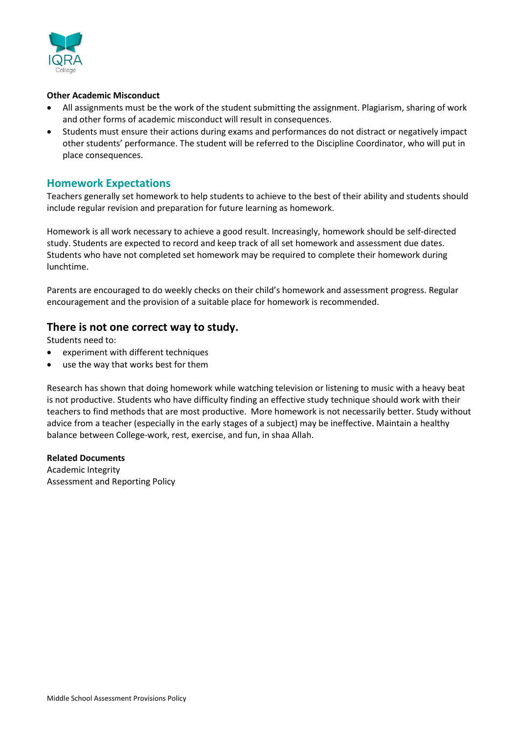**Other Academic Misconduct**

- All assignments must be the work of the student submitting the assignment. Plagiarism, sharing of work and other forms of academic misconduct will result in consequences.
- Students must ensure their actions during exams and performances do not distract or negatively impact other students' performance. The student will be referred to the Discipline Coordinator, who will put in place consequences.

## Homework Expectations

Teachers generally set homework to help students to achieve to the best of their ability and students should include regular revision and preparation for future learning as homework.

Homework is all work necessary to achieve a good result. Increasingly, homework should be self-directed study. Students are expected to record and keep track of all set homework and assessment due dates. Students who have not completed set homework may be required to complete their homework during lunchtime.

Parents are encouraged to do weekly checks on their child's homework and assessment progress. Regular encouragement and the provision of a suitable place for homework is recommended.

## There is not one correct way to study.

Students need to:

- experiment with different techniques
- use the way that works best for them

Research has shown that doing homework while watching television or listening to music with a heavy beat is not productive. Students who have difficulty finding an effective study technique should work with their teachers to find methods that are most productive. More homework is not necessarily better. Study without advice from a teacher (especially in the early stages of a subject) may be ineffective. Maintain a healthy balance between College-work, rest, exercise, and fun, in shaa Allah.

**Related Documents**

Academic Integrity

Assessment and Reporting Policy